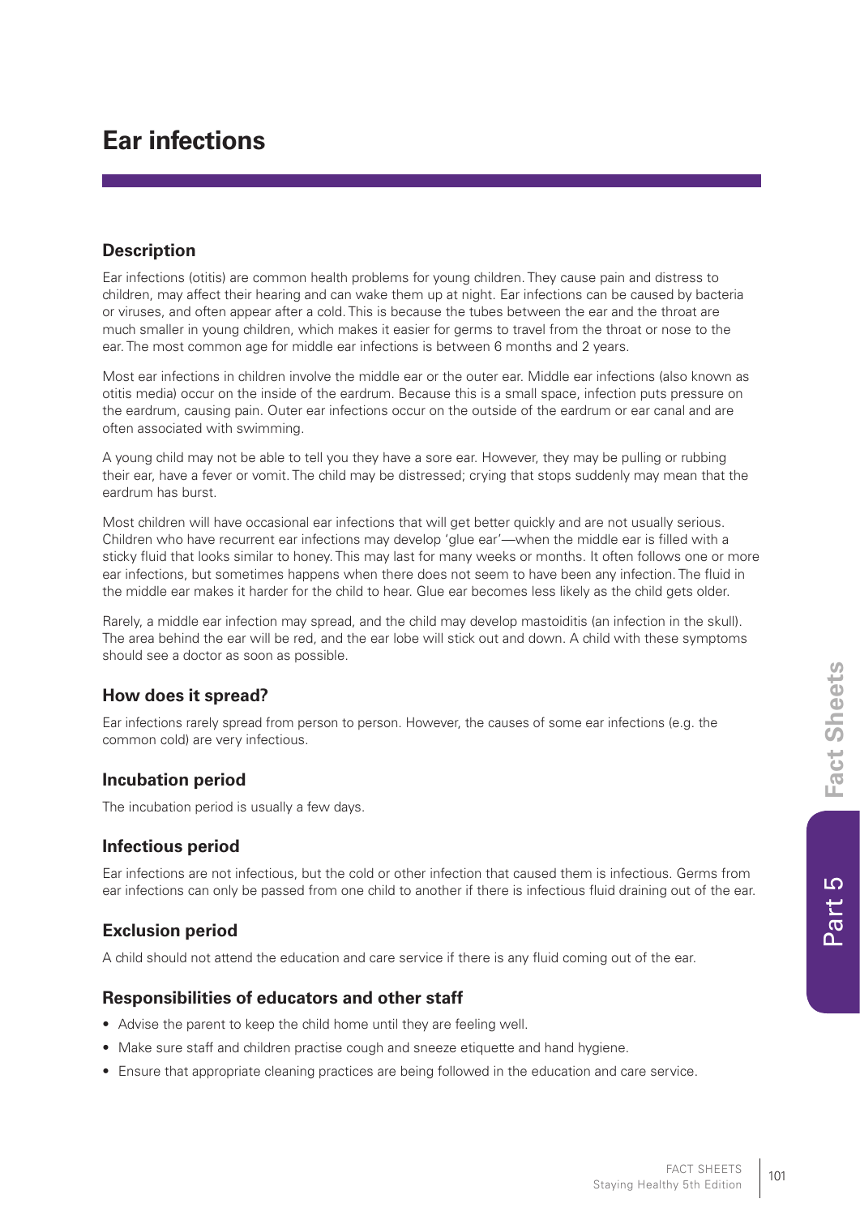# Ear infections

## Description

Ear infections (otitis) are common health problems for young children. They cause pain and distress to children, may affect their hearing and can wake them up at night. Ear infections can be caused by bacteria or viruses, and often appear after a cold. This is because the tubes between the ear and the throat are much smaller in young children, which makes it easier for germs to travel from the throat or nose to the ear. The most common age for middle ear infections is between 6 months and 2 years.

Most ear infections in children involve the middle ear or the outer ear. Middle ear infections (also known as otitis media) occur on the inside of the eardrum. Because this is a small space, infection puts pressure on the eardrum, causing pain. Outer ear infections occur on the outside of the eardrum or ear canal and are often associated with swimming.

A young child may not be able to tell you they have a sore ear. However, they may be pulling or rubbing their ear, have a fever or vomit. The child may be distressed; crying that stops suddenly may mean that the eardrum has burst.

Most children will have occasional ear infections that will get better quickly and are not usually serious. Children who have recurrent ear infections may develop 'glue ear'—when the middle ear is filled with a sticky fluid that looks similar to honey. This may last for many weeks or months. It often follows one or more ear infections, but sometimes happens when there does not seem to have been any infection. The fluid in the middle ear makes it harder for the child to hear. Glue ear becomes less likely as the child gets older.

Rarely, a middle ear infection may spread, and the child may develop mastoiditis (an infection in the skull). The area behind the ear will be red, and the ear lobe will stick out and down. A child with these symptoms should see a doctor as soon as possible.

## How does it spread?

Ear infections rarely spread from person to person. However, the causes of some ear infections (e.g. the common cold) are very infectious.

## Incubation period

The incubation period is usually a few days.

## Infectious period

Ear infections are not infectious, but the cold or other infection that caused them is infectious. Germs from ear infections can only be passed from one child to another if there is infectious fluid draining out of the ear.

## Exclusion period

A child should not attend the education and care service if there is any fluid coming out of the ear.

## Responsibilities of educators and other staff

- Advise the parent to keep the child home until they are feeling well.
- Make sure staff and children practise cough and sneeze etiquette and hand hygiene.
- Ensure that appropriate cleaning practices are being followed in the education and care service.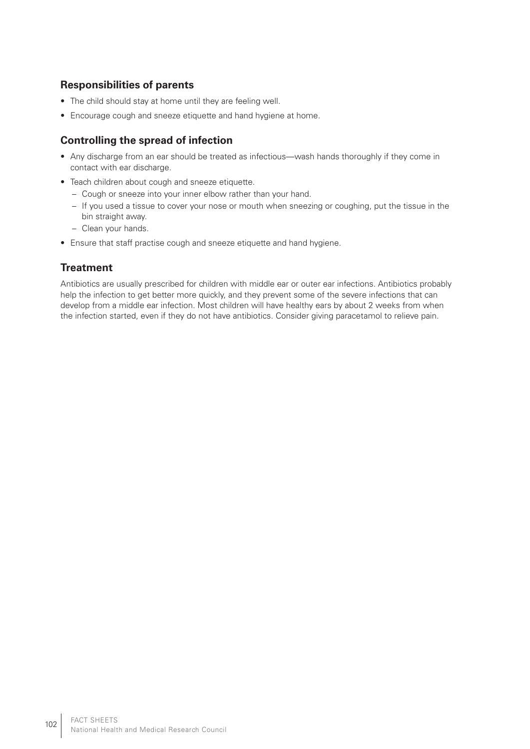## Responsibilities of parents

- The child should stay at home until they are feeling well.
- Encourage cough and sneeze etiquette and hand hygiene at home.

## Controlling the spread of infection

- Any discharge from an ear should be treated as infectious—wash hands thoroughly if they come in contact with ear discharge.
- Teach children about cough and sneeze etiquette.
  - Cough or sneeze into your inner elbow rather than your hand.
  - If you used a tissue to cover your nose or mouth when sneezing or coughing, put the tissue in the bin straight away.
  - Clean your hands.
- Ensure that staff practise cough and sneeze etiquette and hand hygiene.

## Treatment

Antibiotics are usually prescribed for children with middle ear or outer ear infections. Antibiotics probably help the infection to get better more quickly, and they prevent some of the severe infections that can develop from a middle ear infection. Most children will have healthy ears by about 2 weeks from when the infection started, even if they do not have antibiotics. Consider giving paracetamol to relieve pain.